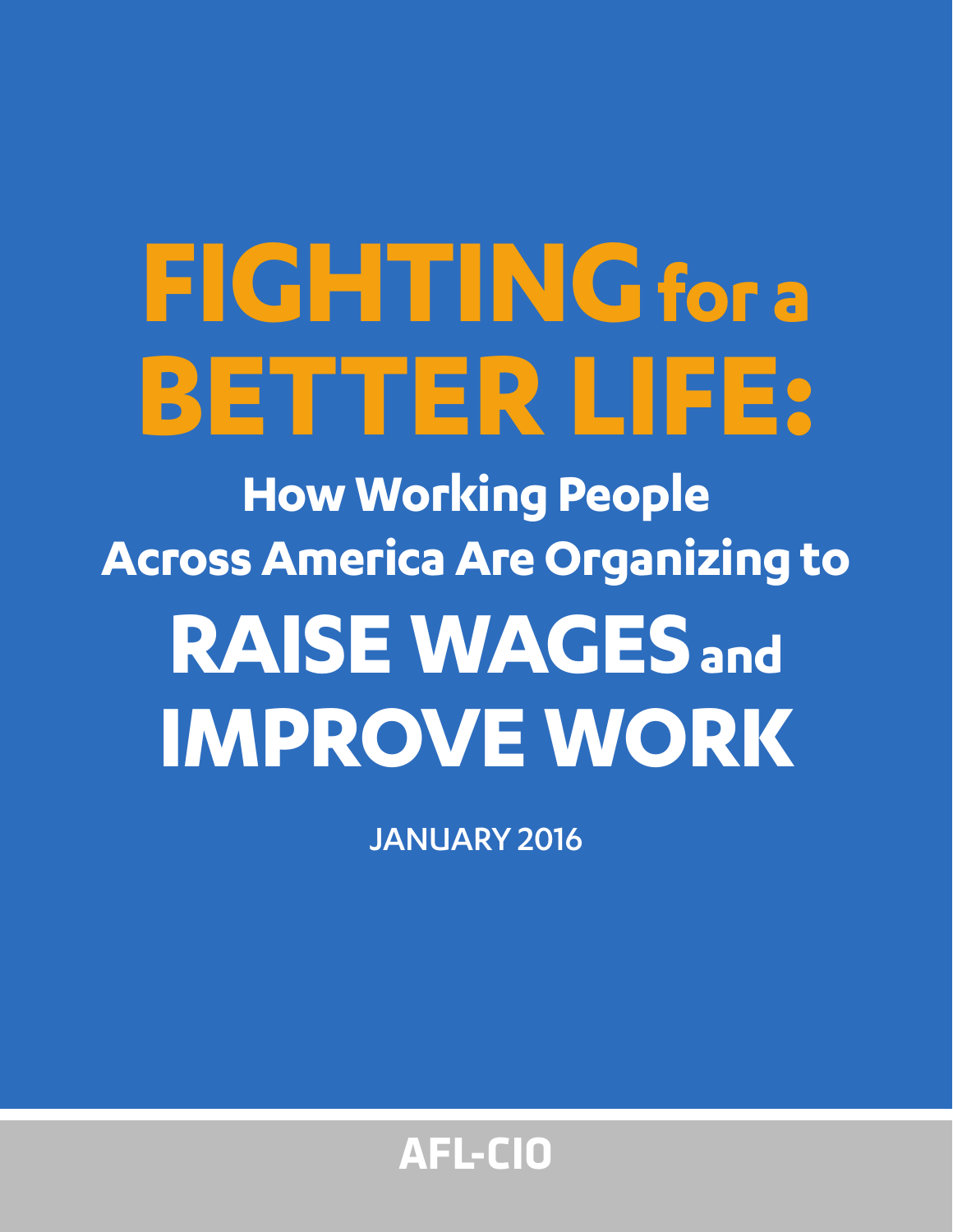# FIGHTING for a BETTER LIFE:

## How Working People Across America Are Organizing to RAISE WAGES and IMPROVE WORK

JANUARY 2016

AFL-CIO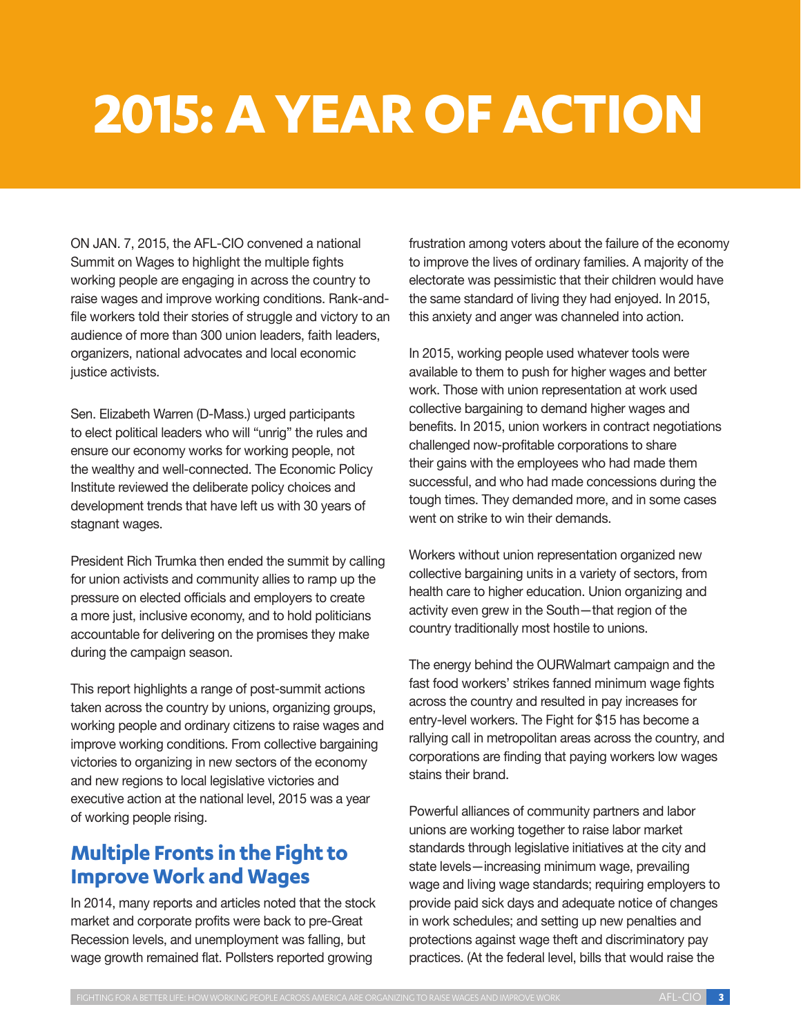# 2015: A YEAR OF ACTION

ON JAN. 7, 2015, the AFL-CIO convened a national Summit on Wages to highlight the multiple fights working people are engaging in across the country to raise wages and improve working conditions. Rank-and-file workers told their stories of struggle and victory to an audience of more than 300 union leaders, faith leaders, organizers, national advocates and local economic justice activists.

Sen. Elizabeth Warren (D-Mass.) urged participants to elect political leaders who will "unrig" the rules and ensure our economy works for working people, not the wealthy and well-connected. The Economic Policy Institute reviewed the deliberate policy choices and development trends that have left us with 30 years of stagnant wages.

President Rich Trumka then ended the summit by calling for union activists and community allies to ramp up the pressure on elected officials and employers to create a more just, inclusive economy, and to hold politicians accountable for delivering on the promises they make during the campaign season.

This report highlights a range of post-summit actions taken across the country by unions, organizing groups, working people and ordinary citizens to raise wages and improve working conditions. From collective bargaining victories to organizing in new sectors of the economy and new regions to local legislative victories and executive action at the national level, 2015 was a year of working people rising.

## Multiple Fronts in the Fight to Improve Work and Wages

In 2014, many reports and articles noted that the stock market and corporate profits were back to pre-Great Recession levels, and unemployment was falling, but wage growth remained flat. Pollsters reported growing frustration among voters about the failure of the economy to improve the lives of ordinary families. A majority of the electorate was pessimistic that their children would have the same standard of living they had enjoyed. In 2015, this anxiety and anger was channeled into action.

In 2015, working people used whatever tools were available to them to push for higher wages and better work. Those with union representation at work used collective bargaining to demand higher wages and benefits. In 2015, union workers in contract negotiations challenged now-profitable corporations to share their gains with the employees who had made them successful, and who had made concessions during the tough times. They demanded more, and in some cases went on strike to win their demands.

Workers without union representation organized new collective bargaining units in a variety of sectors, from health care to higher education. Union organizing and activity even grew in the South—that region of the country traditionally most hostile to unions.

The energy behind the OURWalmart campaign and the fast food workers' strikes fanned minimum wage fights across the country and resulted in pay increases for entry-level workers. The Fight for $15 has become a rallying call in metropolitan areas across the country, and corporations are finding that paying workers low wages stains their brand.

Powerful alliances of community partners and labor unions are working together to raise labor market standards through legislative initiatives at the city and state levels—increasing minimum wage, prevailing wage and living wage standards; requiring employers to provide paid sick days and adequate notice of changes in work schedules; and setting up new penalties and protections against wage theft and discriminatory pay practices. (At the federal level, bills that would raise the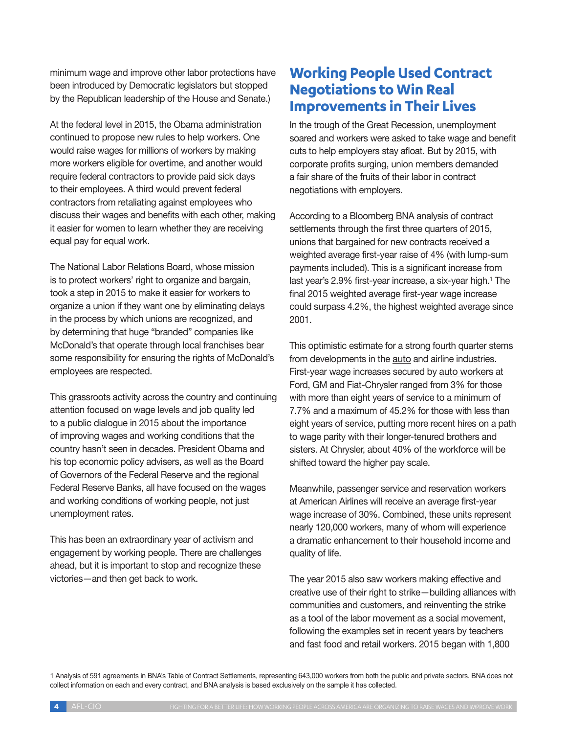minimum wage and improve other labor protections have been introduced by Democratic legislators but stopped by the Republican leadership of the House and Senate.)

At the federal level in 2015, the Obama administration continued to propose new rules to help workers. One would raise wages for millions of workers by making more workers eligible for overtime, and another would require federal contractors to provide paid sick days to their employees. A third would prevent federal contractors from retaliating against employees who discuss their wages and benefits with each other, making it easier for women to learn whether they are receiving equal pay for equal work.

The National Labor Relations Board, whose mission is to protect workers' right to organize and bargain, took a step in 2015 to make it easier for workers to organize a union if they want one by eliminating delays in the process by which unions are recognized, and by determining that huge "branded" companies like McDonald's that operate through local franchises bear some responsibility for ensuring the rights of McDonald's employees are respected.

This grassroots activity across the country and continuing attention focused on wage levels and job quality led to a public dialogue in 2015 about the importance of improving wages and working conditions that the country hasn't seen in decades. President Obama and his top economic policy advisers, as well as the Board of Governors of the Federal Reserve and the regional Federal Reserve Banks, all have focused on the wages and working conditions of working people, not just unemployment rates.

This has been an extraordinary year of activism and engagement by working people. There are challenges ahead, but it is important to stop and recognize these victories—and then get back to work.

## Working People Used Contract Negotiations to Win Real Improvements in Their Lives

In the trough of the Great Recession, unemployment soared and workers were asked to take wage and benefit cuts to help employers stay afloat. But by 2015, with corporate profits surging, union members demanded a fair share of the fruits of their labor in contract negotiations with employers.

According to a Bloomberg BNA analysis of contract settlements through the first three quarters of 2015, unions that bargained for new contracts received a weighted average first-year raise of 4% (with lump-sum payments included). This is a significant increase from last year's 2.9% first-year increase, a six-year high.[1] The final 2015 weighted average first-year wage increase could surpass 4.2%, the highest weighted average since 2001.

This optimistic estimate for a strong fourth quarter stems from developments in the auto and airline industries. First-year wage increases secured by auto workers at Ford, GM and Fiat-Chrysler ranged from 3% for those with more than eight years of service to a minimum of 7.7% and a maximum of 45.2% for those with less than eight years of service, putting more recent hires on a path to wage parity with their longer-tenured brothers and sisters. At Chrysler, about 40% of the workforce will be shifted toward the higher pay scale.

Meanwhile, passenger service and reservation workers at American Airlines will receive an average first-year wage increase of 30%. Combined, these units represent nearly 120,000 workers, many of whom will experience a dramatic enhancement to their household income and quality of life.

The year 2015 also saw workers making effective and creative use of their right to strike—building alliances with communities and customers, and reinventing the strike as a tool of the labor movement as a social movement, following the examples set in recent years by teachers and fast food and retail workers. 2015 began with 1,800

1 Analysis of 591 agreements in BNA's Table of Contract Settlements, representing 643,000 workers from both the public and private sectors. BNA does not collect information on each and every contract, and BNA analysis is based exclusively on the sample it has collected.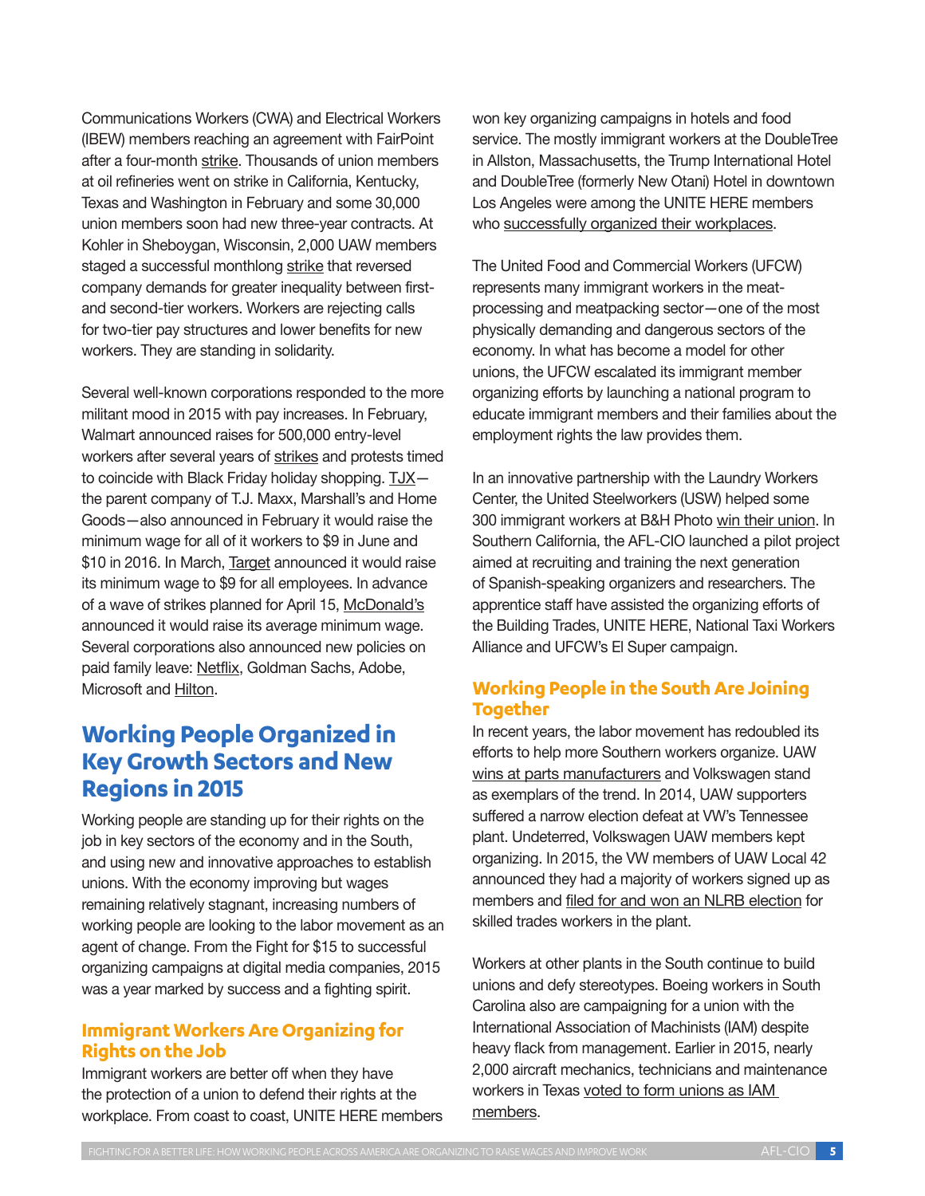Communications Workers (CWA) and Electrical Workers (IBEW) members reaching an agreement with FairPoint after a four-month strike. Thousands of union members at oil refineries went on strike in California, Kentucky, Texas and Washington in February and some 30,000 union members soon had new three-year contracts. At Kohler in Sheboygan, Wisconsin, 2,000 UAW members staged a successful monthlong strike that reversed company demands for greater inequality between first- and second-tier workers. Workers are rejecting calls for two-tier pay structures and lower benefits for new workers. They are standing in solidarity.

Several well-known corporations responded to the more militant mood in 2015 with pay increases. In February, Walmart announced raises for 500,000 entry-level workers after several years of strikes and protests timed to coincide with Black Friday holiday shopping. TJX—the parent company of T.J. Maxx, Marshall's and Home Goods—also announced in February it would raise the minimum wage for all of it workers to $9 in June and $10 in 2016. In March, Target announced it would raise its minimum wage to $9 for all employees. In advance of a wave of strikes planned for April 15, McDonald's announced it would raise its average minimum wage. Several corporations also announced new policies on paid family leave: Netflix, Goldman Sachs, Adobe, Microsoft and Hilton.

## Working People Organized in Key Growth Sectors and New Regions in 2015

Working people are standing up for their rights on the job in key sectors of the economy and in the South, and using new and innovative approaches to establish unions. With the economy improving but wages remaining relatively stagnant, increasing numbers of working people are looking to the labor movement as an agent of change. From the Fight for $15 to successful organizing campaigns at digital media companies, 2015 was a year marked by success and a fighting spirit.

### Immigrant Workers Are Organizing for Rights on the Job

Immigrant workers are better off when they have the protection of a union to defend their rights at the workplace. From coast to coast, UNITE HERE members won key organizing campaigns in hotels and food service. The mostly immigrant workers at the DoubleTree in Allston, Massachusetts, the Trump International Hotel and DoubleTree (formerly New Otani) Hotel in downtown Los Angeles were among the UNITE HERE members who successfully organized their workplaces.

The United Food and Commercial Workers (UFCW) represents many immigrant workers in the meat-processing and meatpacking sector—one of the most physically demanding and dangerous sectors of the economy. In what has become a model for other unions, the UFCW escalated its immigrant member organizing efforts by launching a national program to educate immigrant members and their families about the employment rights the law provides them.

In an innovative partnership with the Laundry Workers Center, the United Steelworkers (USW) helped some 300 immigrant workers at B&H Photo win their union. In Southern California, the AFL-CIO launched a pilot project aimed at recruiting and training the next generation of Spanish-speaking organizers and researchers. The apprentice staff have assisted the organizing efforts of the Building Trades, UNITE HERE, National Taxi Workers Alliance and UFCW's El Super campaign.

### Working People in the South Are Joining Together

In recent years, the labor movement has redoubled its efforts to help more Southern workers organize. UAW wins at parts manufacturers and Volkswagen stand as exemplars of the trend. In 2014, UAW supporters suffered a narrow election defeat at VW's Tennessee plant. Undeterred, Volkswagen UAW members kept organizing. In 2015, the VW members of UAW Local 42 announced they had a majority of workers signed up as members and filed for and won an NLRB election for skilled trades workers in the plant.

Workers at other plants in the South continue to build unions and defy stereotypes. Boeing workers in South Carolina also are campaigning for a union with the International Association of Machinists (IAM) despite heavy flack from management. Earlier in 2015, nearly 2,000 aircraft mechanics, technicians and maintenance workers in Texas voted to form unions as IAM members.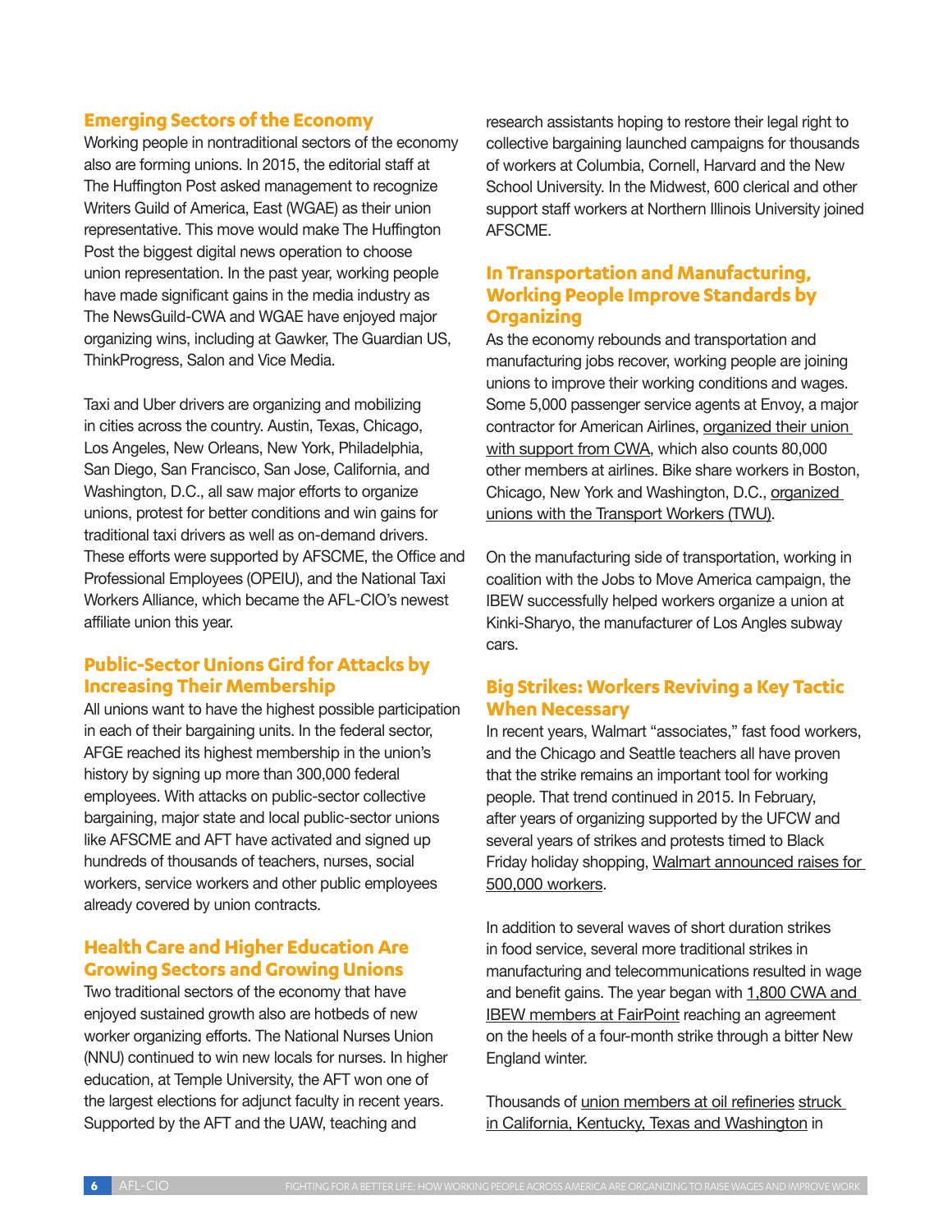## Emerging Sectors of the Economy

Working people in nontraditional sectors of the economy also are forming unions. In 2015, the editorial staff at The Huffington Post asked management to recognize Writers Guild of America, East (WGAE) as their union representative. This move would make The Huffington Post the biggest digital news operation to choose union representation. In the past year, working people have made significant gains in the media industry as The NewsGuild-CWA and WGAE have enjoyed major organizing wins, including at Gawker, The Guardian US, ThinkProgress, Salon and Vice Media.

Taxi and Uber drivers are organizing and mobilizing in cities across the country. Austin, Texas, Chicago, Los Angeles, New Orleans, New York, Philadelphia, San Diego, San Francisco, San Jose, California, and Washington, D.C., all saw major efforts to organize unions, protest for better conditions and win gains for traditional taxi drivers as well as on-demand drivers. These efforts were supported by AFSCME, the Office and Professional Employees (OPEIU), and the National Taxi Workers Alliance, which became the AFL-CIO's newest affiliate union this year.

## Public-Sector Unions Gird for Attacks by Increasing Their Membership

All unions want to have the highest possible participation in each of their bargaining units. In the federal sector, AFGE reached its highest membership in the union's history by signing up more than 300,000 federal employees. With attacks on public-sector collective bargaining, major state and local public-sector unions like AFSCME and AFT have activated and signed up hundreds of thousands of teachers, nurses, social workers, service workers and other public employees already covered by union contracts.

## Health Care and Higher Education Are Growing Sectors and Growing Unions

Two traditional sectors of the economy that have enjoyed sustained growth also are hotbeds of new worker organizing efforts. The National Nurses Union (NNU) continued to win new locals for nurses. In higher education, at Temple University, the AFT won one of the largest elections for adjunct faculty in recent years. Supported by the AFT and the UAW, teaching and research assistants hoping to restore their legal right to collective bargaining launched campaigns for thousands of workers at Columbia, Cornell, Harvard and the New School University. In the Midwest, 600 clerical and other support staff workers at Northern Illinois University joined AFSCME.

## In Transportation and Manufacturing, Working People Improve Standards by Organizing

As the economy rebounds and transportation and manufacturing jobs recover, working people are joining unions to improve their working conditions and wages. Some 5,000 passenger service agents at Envoy, a major contractor for American Airlines, organized their union with support from CWA, which also counts 80,000 other members at airlines. Bike share workers in Boston, Chicago, New York and Washington, D.C., organized unions with the Transport Workers (TWU).

On the manufacturing side of transportation, working in coalition with the Jobs to Move America campaign, the IBEW successfully helped workers organize a union at Kinki-Sharyo, the manufacturer of Los Angles subway cars.

## Big Strikes: Workers Reviving a Key Tactic When Necessary

In recent years, Walmart "associates," fast food workers, and the Chicago and Seattle teachers all have proven that the strike remains an important tool for working people. That trend continued in 2015. In February, after years of organizing supported by the UFCW and several years of strikes and protests timed to Black Friday holiday shopping, Walmart announced raises for 500,000 workers.

In addition to several waves of short duration strikes in food service, several more traditional strikes in manufacturing and telecommunications resulted in wage and benefit gains. The year began with 1,800 CWA and IBEW members at FairPoint reaching an agreement on the heels of a four-month strike through a bitter New England winter.

Thousands of union members at oil refineries struck in California, Kentucky, Texas and Washington in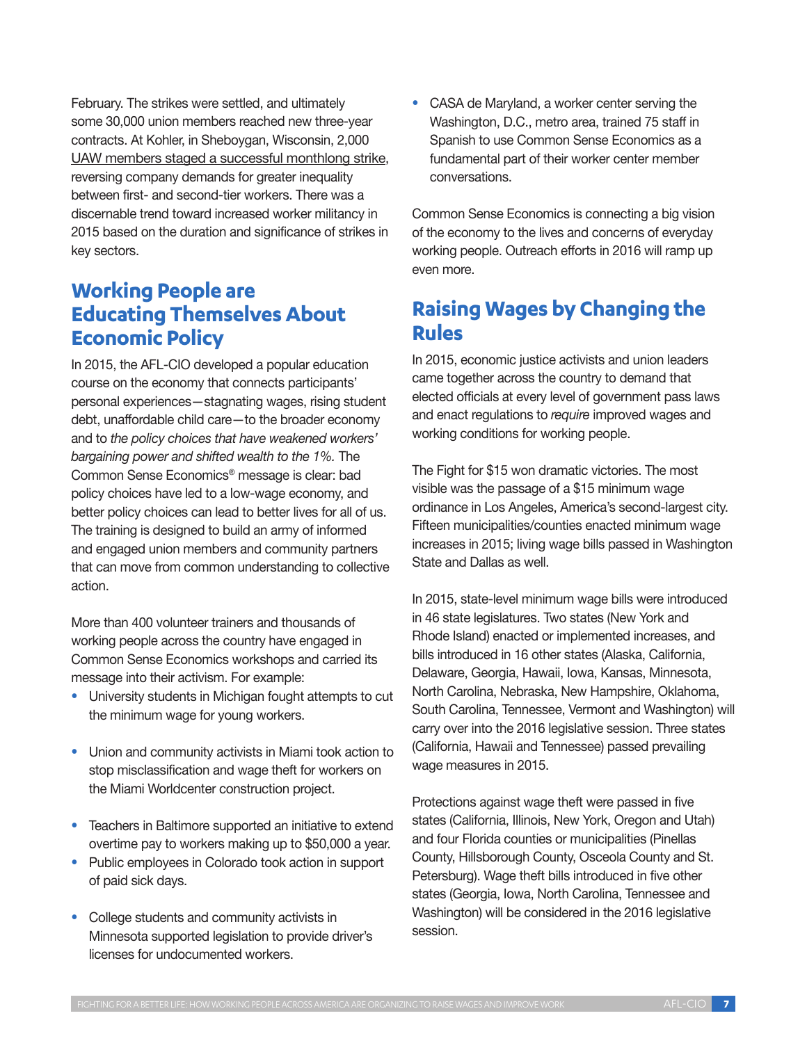February. The strikes were settled, and ultimately some 30,000 union members reached new three-year contracts. At Kohler, in Sheboygan, Wisconsin, 2,000 UAW members staged a successful monthlong strike, reversing company demands for greater inequality between first- and second-tier workers. There was a discernable trend toward increased worker militancy in 2015 based on the duration and significance of strikes in key sectors.

## Working People are Educating Themselves About Economic Policy

In 2015, the AFL-CIO developed a popular education course on the economy that connects participants' personal experiences—stagnating wages, rising student debt, unaffordable child care—to the broader economy and to *the policy choices that have weakened workers' bargaining power and shifted wealth to the 1%.* The Common Sense Economics® message is clear: bad policy choices have led to a low-wage economy, and better policy choices can lead to better lives for all of us. The training is designed to build an army of informed and engaged union members and community partners that can move from common understanding to collective action.

More than 400 volunteer trainers and thousands of working people across the country have engaged in Common Sense Economics workshops and carried its message into their activism. For example:

- University students in Michigan fought attempts to cut the minimum wage for young workers.
- Union and community activists in Miami took action to stop misclassification and wage theft for workers on the Miami Worldcenter construction project.
- Teachers in Baltimore supported an initiative to extend overtime pay to workers making up to $50,000 a year.
- Public employees in Colorado took action in support of paid sick days.
- College students and community activists in Minnesota supported legislation to provide driver's licenses for undocumented workers.
- CASA de Maryland, a worker center serving the Washington, D.C., metro area, trained 75 staff in Spanish to use Common Sense Economics as a fundamental part of their worker center member conversations.

Common Sense Economics is connecting a big vision of the economy to the lives and concerns of everyday working people. Outreach efforts in 2016 will ramp up even more.

## Raising Wages by Changing the Rules

In 2015, economic justice activists and union leaders came together across the country to demand that elected officials at every level of government pass laws and enact regulations to *require* improved wages and working conditions for working people.

The Fight for $15 won dramatic victories. The most visible was the passage of a $15 minimum wage ordinance in Los Angeles, America's second-largest city. Fifteen municipalities/counties enacted minimum wage increases in 2015; living wage bills passed in Washington State and Dallas as well.

In 2015, state-level minimum wage bills were introduced in 46 state legislatures. Two states (New York and Rhode Island) enacted or implemented increases, and bills introduced in 16 other states (Alaska, California, Delaware, Georgia, Hawaii, Iowa, Kansas, Minnesota, North Carolina, Nebraska, New Hampshire, Oklahoma, South Carolina, Tennessee, Vermont and Washington) will carry over into the 2016 legislative session. Three states (California, Hawaii and Tennessee) passed prevailing wage measures in 2015.

Protections against wage theft were passed in five states (California, Illinois, New York, Oregon and Utah) and four Florida counties or municipalities (Pinellas County, Hillsborough County, Osceola County and St. Petersburg). Wage theft bills introduced in five other states (Georgia, Iowa, North Carolina, Tennessee and Washington) will be considered in the 2016 legislative session.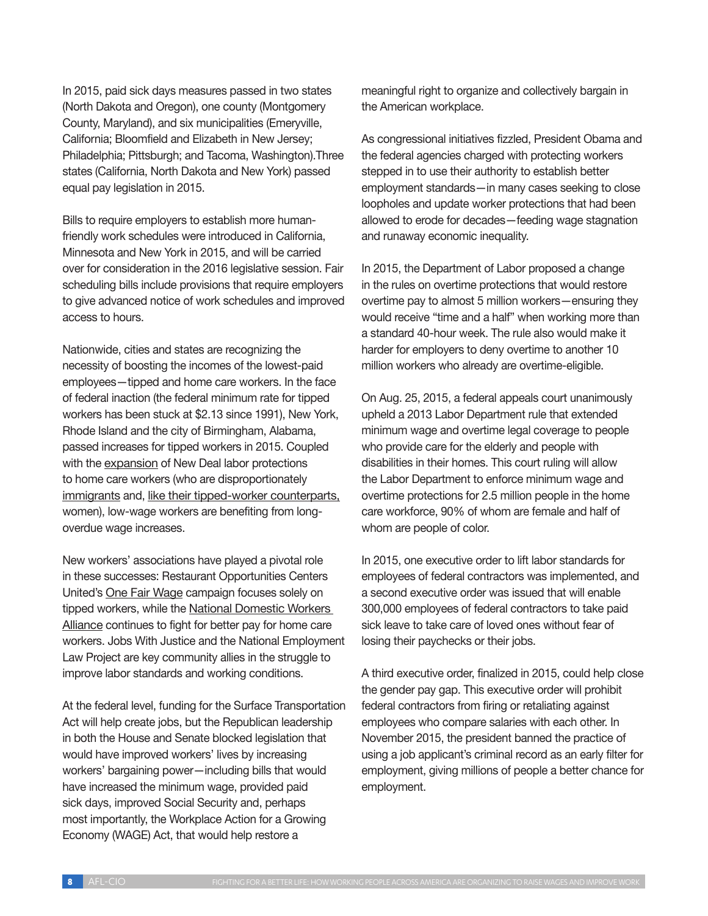In 2015, paid sick days measures passed in two states (North Dakota and Oregon), one county (Montgomery County, Maryland), and six municipalities (Emeryville, California; Bloomfield and Elizabeth in New Jersey; Philadelphia; Pittsburgh; and Tacoma, Washington).Three states (California, North Dakota and New York) passed equal pay legislation in 2015.

Bills to require employers to establish more human-friendly work schedules were introduced in California, Minnesota and New York in 2015, and will be carried over for consideration in the 2016 legislative session. Fair scheduling bills include provisions that require employers to give advanced notice of work schedules and improved access to hours.

Nationwide, cities and states are recognizing the necessity of boosting the incomes of the lowest-paid employees—tipped and home care workers. In the face of federal inaction (the federal minimum rate for tipped workers has been stuck at $2.13 since 1991), New York, Rhode Island and the city of Birmingham, Alabama, passed increases for tipped workers in 2015. Coupled with the expansion of New Deal labor protections to home care workers (who are disproportionately immigrants and, like their tipped-worker counterparts, women), low-wage workers are benefiting from long-overdue wage increases.

New workers' associations have played a pivotal role in these successes: Restaurant Opportunities Centers United's One Fair Wage campaign focuses solely on tipped workers, while the National Domestic Workers Alliance continues to fight for better pay for home care workers. Jobs With Justice and the National Employment Law Project are key community allies in the struggle to improve labor standards and working conditions.

At the federal level, funding for the Surface Transportation Act will help create jobs, but the Republican leadership in both the House and Senate blocked legislation that would have improved workers' lives by increasing workers' bargaining power—including bills that would have increased the minimum wage, provided paid sick days, improved Social Security and, perhaps most importantly, the Workplace Action for a Growing Economy (WAGE) Act, that would help restore a meaningful right to organize and collectively bargain in the American workplace.

As congressional initiatives fizzled, President Obama and the federal agencies charged with protecting workers stepped in to use their authority to establish better employment standards—in many cases seeking to close loopholes and update worker protections that had been allowed to erode for decades—feeding wage stagnation and runaway economic inequality.

In 2015, the Department of Labor proposed a change in the rules on overtime protections that would restore overtime pay to almost 5 million workers—ensuring they would receive "time and a half" when working more than a standard 40-hour week. The rule also would make it harder for employers to deny overtime to another 10 million workers who already are overtime-eligible.

On Aug. 25, 2015, a federal appeals court unanimously upheld a 2013 Labor Department rule that extended minimum wage and overtime legal coverage to people who provide care for the elderly and people with disabilities in their homes. This court ruling will allow the Labor Department to enforce minimum wage and overtime protections for 2.5 million people in the home care workforce, 90% of whom are female and half of whom are people of color.

In 2015, one executive order to lift labor standards for employees of federal contractors was implemented, and a second executive order was issued that will enable 300,000 employees of federal contractors to take paid sick leave to take care of loved ones without fear of losing their paychecks or their jobs.

A third executive order, finalized in 2015, could help close the gender pay gap. This executive order will prohibit federal contractors from firing or retaliating against employees who compare salaries with each other. In November 2015, the president banned the practice of using a job applicant's criminal record as an early filter for employment, giving millions of people a better chance for employment.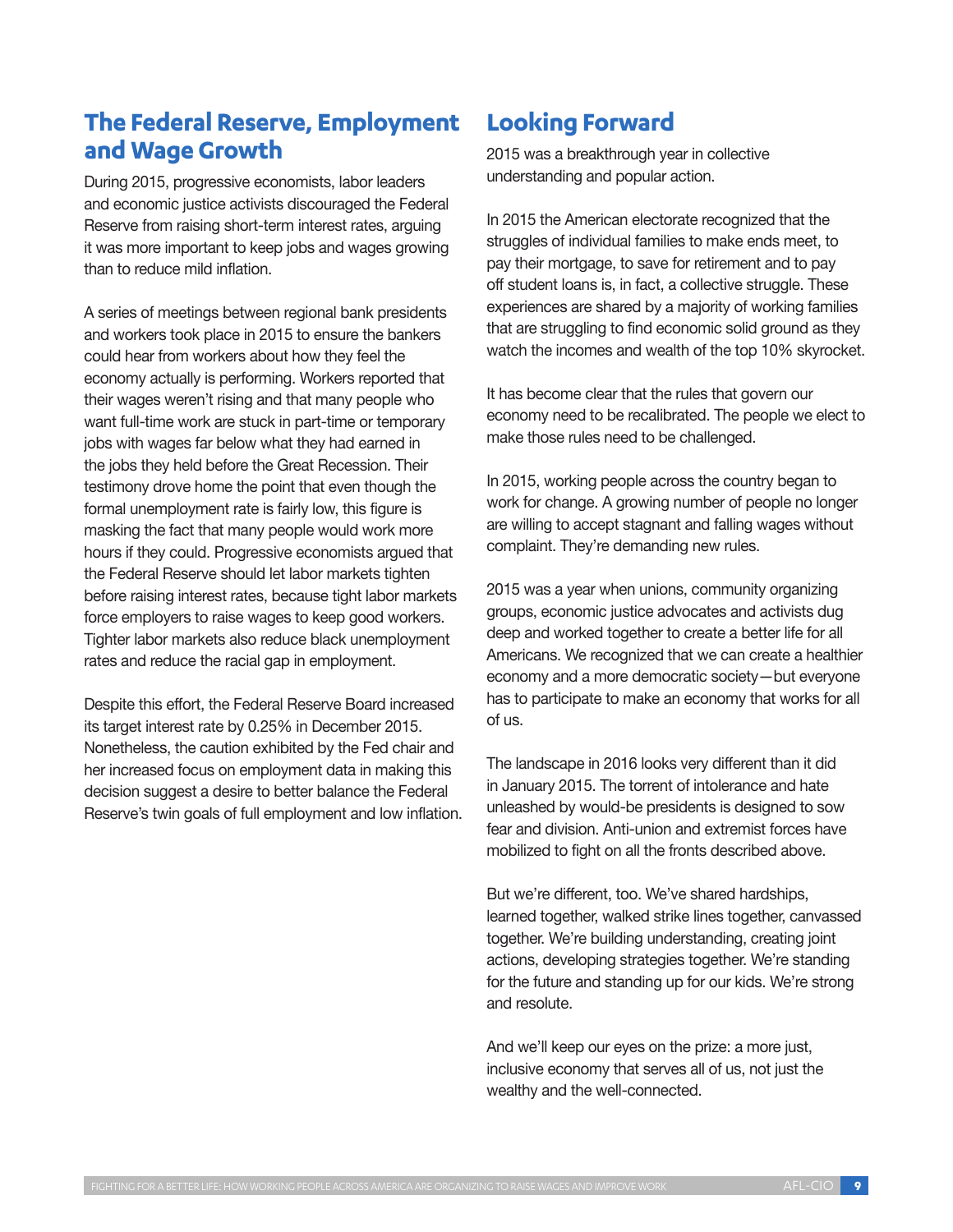## The Federal Reserve, Employment and Wage Growth

During 2015, progressive economists, labor leaders and economic justice activists discouraged the Federal Reserve from raising short-term interest rates, arguing it was more important to keep jobs and wages growing than to reduce mild inflation.

A series of meetings between regional bank presidents and workers took place in 2015 to ensure the bankers could hear from workers about how they feel the economy actually is performing. Workers reported that their wages weren't rising and that many people who want full-time work are stuck in part-time or temporary jobs with wages far below what they had earned in the jobs they held before the Great Recession. Their testimony drove home the point that even though the formal unemployment rate is fairly low, this figure is masking the fact that many people would work more hours if they could. Progressive economists argued that the Federal Reserve should let labor markets tighten before raising interest rates, because tight labor markets force employers to raise wages to keep good workers. Tighter labor markets also reduce black unemployment rates and reduce the racial gap in employment.

Despite this effort, the Federal Reserve Board increased its target interest rate by 0.25% in December 2015. Nonetheless, the caution exhibited by the Fed chair and her increased focus on employment data in making this decision suggest a desire to better balance the Federal Reserve's twin goals of full employment and low inflation.

## Looking Forward

2015 was a breakthrough year in collective understanding and popular action.

In 2015 the American electorate recognized that the struggles of individual families to make ends meet, to pay their mortgage, to save for retirement and to pay off student loans is, in fact, a collective struggle. These experiences are shared by a majority of working families that are struggling to find economic solid ground as they watch the incomes and wealth of the top 10% skyrocket.

It has become clear that the rules that govern our economy need to be recalibrated. The people we elect to make those rules need to be challenged.

In 2015, working people across the country began to work for change. A growing number of people no longer are willing to accept stagnant and falling wages without complaint. They're demanding new rules.

2015 was a year when unions, community organizing groups, economic justice advocates and activists dug deep and worked together to create a better life for all Americans. We recognized that we can create a healthier economy and a more democratic society—but everyone has to participate to make an economy that works for all of us.

The landscape in 2016 looks very different than it did in January 2015. The torrent of intolerance and hate unleashed by would-be presidents is designed to sow fear and division. Anti-union and extremist forces have mobilized to fight on all the fronts described above.

But we're different, too. We've shared hardships, learned together, walked strike lines together, canvassed together. We're building understanding, creating joint actions, developing strategies together. We're standing for the future and standing up for our kids. We're strong and resolute.

And we'll keep our eyes on the prize: a more just, inclusive economy that serves all of us, not just the wealthy and the well-connected.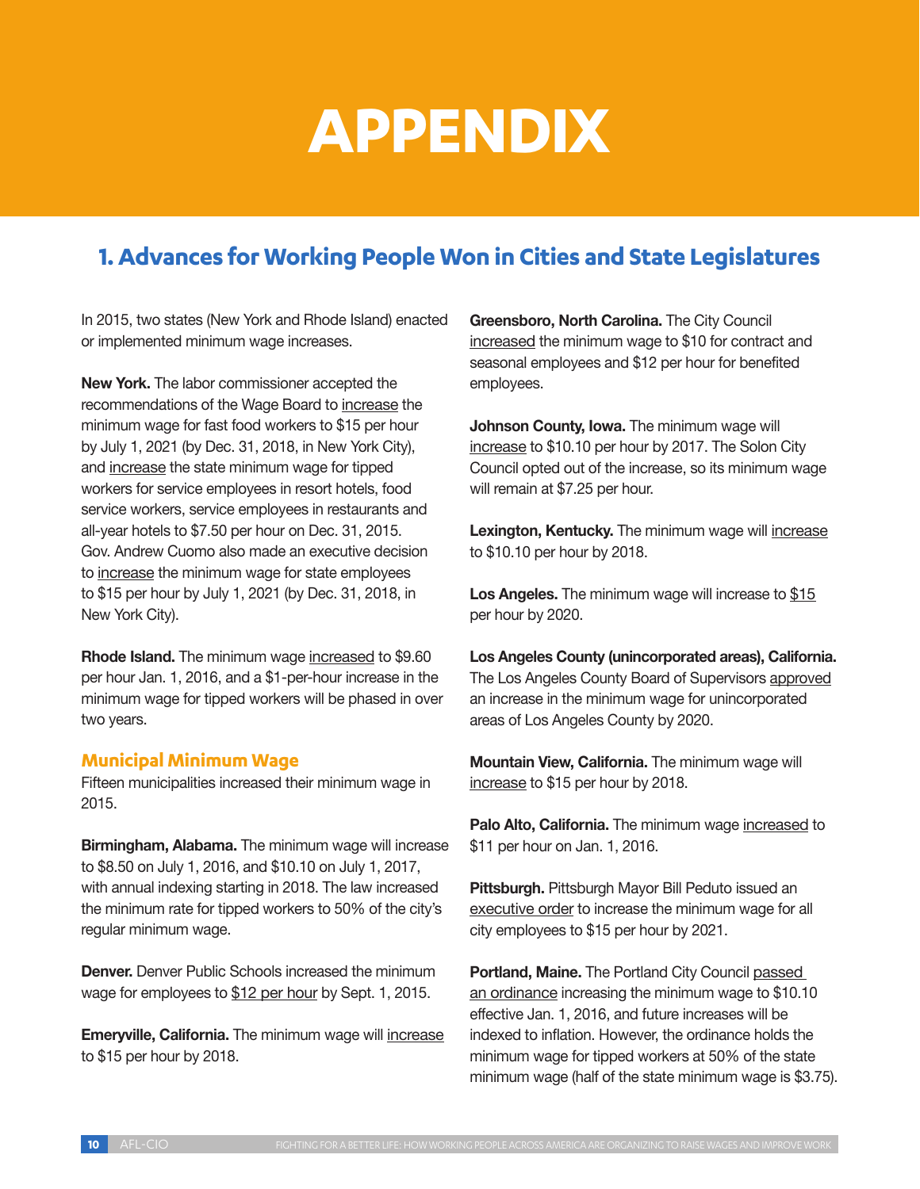# APPENDIX

## 1. Advances for Working People Won in Cities and State Legislatures

In 2015, two states (New York and Rhode Island) enacted or implemented minimum wage increases.

**New York.** The labor commissioner accepted the recommendations of the Wage Board to increase the minimum wage for fast food workers to $15 per hour by July 1, 2021 (by Dec. 31, 2018, in New York City), and increase the state minimum wage for tipped workers for service employees in resort hotels, food service workers, service employees in restaurants and all-year hotels to $7.50 per hour on Dec. 31, 2015. Gov. Andrew Cuomo also made an executive decision to increase the minimum wage for state employees to $15 per hour by July 1, 2021 (by Dec. 31, 2018, in New York City).

**Rhode Island.** The minimum wage increased to $9.60 per hour Jan. 1, 2016, and a $1-per-hour increase in the minimum wage for tipped workers will be phased in over two years.

### Municipal Minimum Wage

Fifteen municipalities increased their minimum wage in 2015.

**Birmingham, Alabama.** The minimum wage will increase to $8.50 on July 1, 2016, and $10.10 on July 1, 2017, with annual indexing starting in 2018. The law increased the minimum rate for tipped workers to 50% of the city's regular minimum wage.

**Denver.** Denver Public Schools increased the minimum wage for employees to $12 per hour by Sept. 1, 2015.

**Emeryville, California.** The minimum wage will increase to $15 per hour by 2018.

**Greensboro, North Carolina.** The City Council increased the minimum wage to $10 for contract and seasonal employees and $12 per hour for benefited employees.

**Johnson County, Iowa.** The minimum wage will increase to $10.10 per hour by 2017. The Solon City Council opted out of the increase, so its minimum wage will remain at $7.25 per hour.

**Lexington, Kentucky.** The minimum wage will increase to $10.10 per hour by 2018.

**Los Angeles.** The minimum wage will increase to $15 per hour by 2020.

**Los Angeles County (unincorporated areas), California.** The Los Angeles County Board of Supervisors approved an increase in the minimum wage for unincorporated areas of Los Angeles County by 2020.

**Mountain View, California.** The minimum wage will increase to $15 per hour by 2018.

**Palo Alto, California.** The minimum wage increased to $11 per hour on Jan. 1, 2016.

**Pittsburgh.** Pittsburgh Mayor Bill Peduto issued an executive order to increase the minimum wage for all city employees to $15 per hour by 2021.

**Portland, Maine.** The Portland City Council passed an ordinance increasing the minimum wage to $10.10 effective Jan. 1, 2016, and future increases will be indexed to inflation. However, the ordinance holds the minimum wage for tipped workers at 50% of the state minimum wage (half of the state minimum wage is $3.75).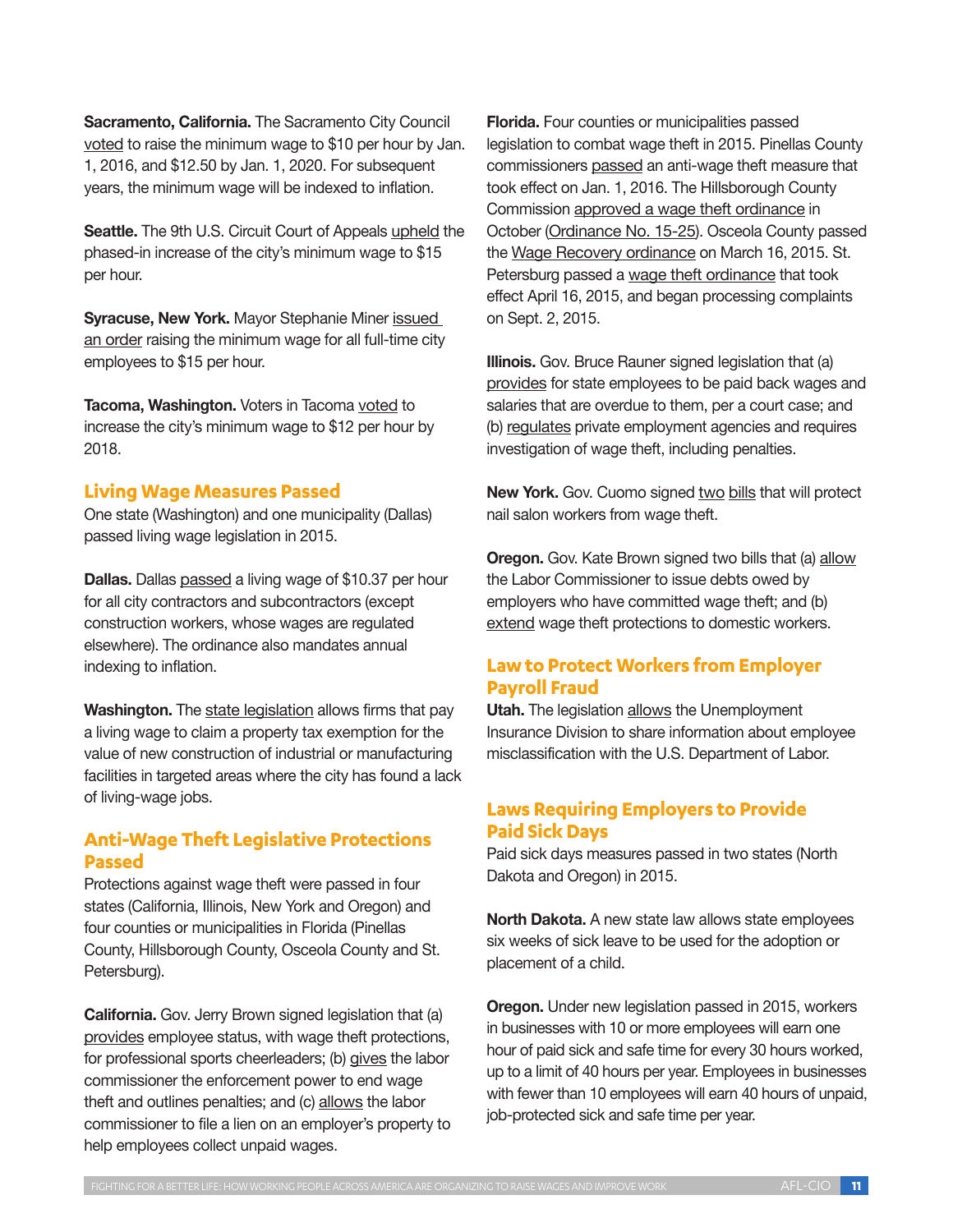**Sacramento, California.** The Sacramento City Council voted to raise the minimum wage to $10 per hour by Jan. 1, 2016, and $12.50 by Jan. 1, 2020. For subsequent years, the minimum wage will be indexed to inflation.

**Seattle.** The 9th U.S. Circuit Court of Appeals upheld the phased-in increase of the city's minimum wage to $15 per hour.

**Syracuse, New York.** Mayor Stephanie Miner issued an order raising the minimum wage for all full-time city employees to $15 per hour.

**Tacoma, Washington.** Voters in Tacoma voted to increase the city's minimum wage to $12 per hour by 2018.

### Living Wage Measures Passed

One state (Washington) and one municipality (Dallas) passed living wage legislation in 2015.

**Dallas.** Dallas passed a living wage of $10.37 per hour for all city contractors and subcontractors (except construction workers, whose wages are regulated elsewhere). The ordinance also mandates annual indexing to inflation.

**Washington.** The state legislation allows firms that pay a living wage to claim a property tax exemption for the value of new construction of industrial or manufacturing facilities in targeted areas where the city has found a lack of living-wage jobs.

### Anti-Wage Theft Legislative Protections Passed

Protections against wage theft were passed in four states (California, Illinois, New York and Oregon) and four counties or municipalities in Florida (Pinellas County, Hillsborough County, Osceola County and St. Petersburg).

**California.** Gov. Jerry Brown signed legislation that (a) provides employee status, with wage theft protections, for professional sports cheerleaders; (b) gives the labor commissioner the enforcement power to end wage theft and outlines penalties; and (c) allows the labor commissioner to file a lien on an employer's property to help employees collect unpaid wages.

**Florida.** Four counties or municipalities passed legislation to combat wage theft in 2015. Pinellas County commissioners passed an anti-wage theft measure that took effect on Jan. 1, 2016. The Hillsborough County Commission approved a wage theft ordinance in October (Ordinance No. 15-25). Osceola County passed the Wage Recovery ordinance on March 16, 2015. St. Petersburg passed a wage theft ordinance that took effect April 16, 2015, and began processing complaints on Sept. 2, 2015.

**Illinois.** Gov. Bruce Rauner signed legislation that (a) provides for state employees to be paid back wages and salaries that are overdue to them, per a court case; and (b) regulates private employment agencies and requires investigation of wage theft, including penalties.

**New York.** Gov. Cuomo signed two bills that will protect nail salon workers from wage theft.

**Oregon.** Gov. Kate Brown signed two bills that (a) allow the Labor Commissioner to issue debts owed by employers who have committed wage theft; and (b) extend wage theft protections to domestic workers.

### Law to Protect Workers from Employer Payroll Fraud

**Utah.** The legislation allows the Unemployment Insurance Division to share information about employee misclassification with the U.S. Department of Labor.

### Laws Requiring Employers to Provide Paid Sick Days

Paid sick days measures passed in two states (North Dakota and Oregon) in 2015.

**North Dakota.** A new state law allows state employees six weeks of sick leave to be used for the adoption or placement of a child.

**Oregon.** Under new legislation passed in 2015, workers in businesses with 10 or more employees will earn one hour of paid sick and safe time for every 30 hours worked, up to a limit of 40 hours per year. Employees in businesses with fewer than 10 employees will earn 40 hours of unpaid, job-protected sick and safe time per year.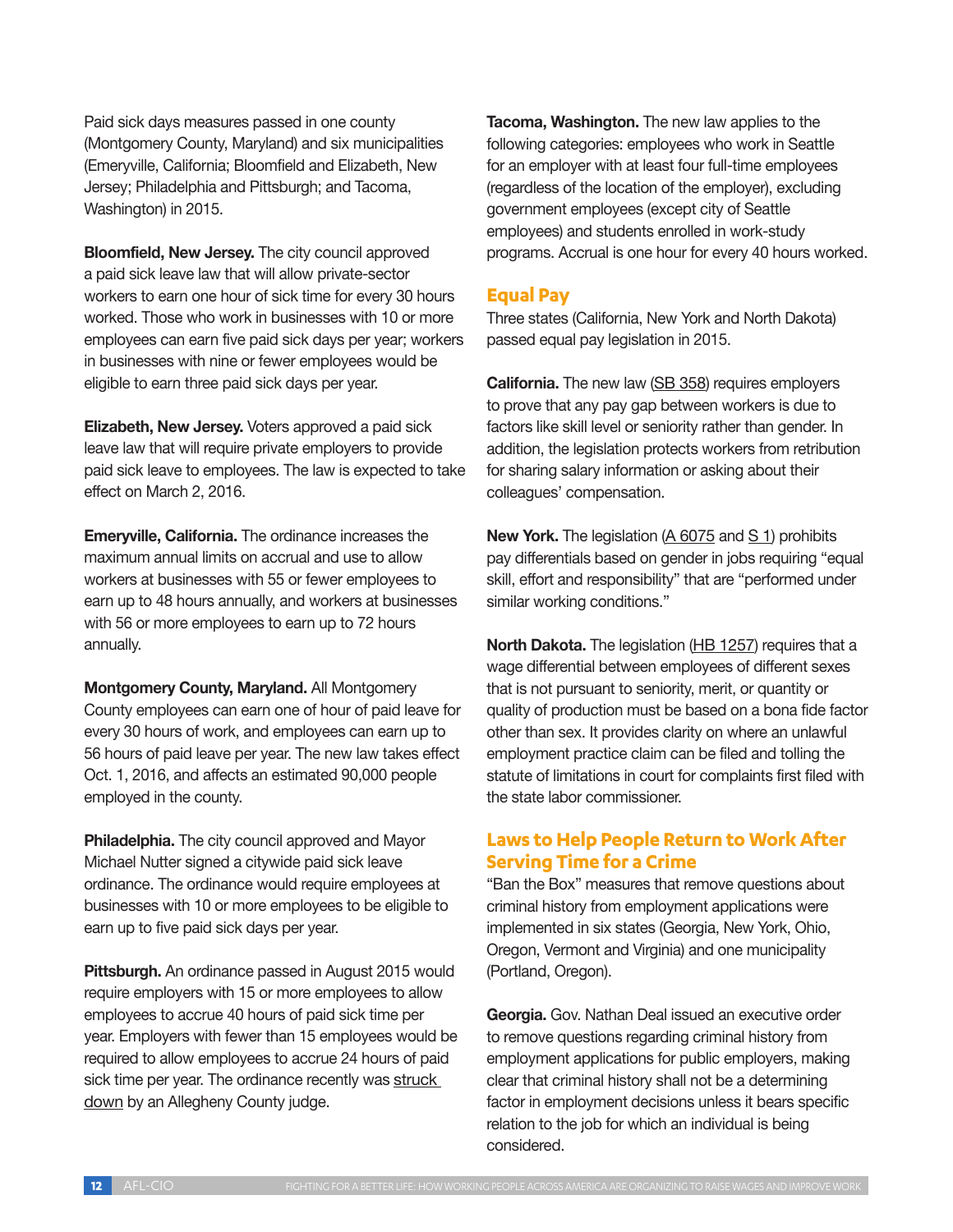Paid sick days measures passed in one county (Montgomery County, Maryland) and six municipalities (Emeryville, California; Bloomfield and Elizabeth, New Jersey; Philadelphia and Pittsburgh; and Tacoma, Washington) in 2015.

**Bloomfield, New Jersey.** The city council approved a paid sick leave law that will allow private-sector workers to earn one hour of sick time for every 30 hours worked. Those who work in businesses with 10 or more employees can earn five paid sick days per year; workers in businesses with nine or fewer employees would be eligible to earn three paid sick days per year.

**Elizabeth, New Jersey.** Voters approved a paid sick leave law that will require private employers to provide paid sick leave to employees. The law is expected to take effect on March 2, 2016.

**Emeryville, California.** The ordinance increases the maximum annual limits on accrual and use to allow workers at businesses with 55 or fewer employees to earn up to 48 hours annually, and workers at businesses with 56 or more employees to earn up to 72 hours annually.

**Montgomery County, Maryland.** All Montgomery County employees can earn one of hour of paid leave for every 30 hours of work, and employees can earn up to 56 hours of paid leave per year. The new law takes effect Oct. 1, 2016, and affects an estimated 90,000 people employed in the county.

**Philadelphia.** The city council approved and Mayor Michael Nutter signed a citywide paid sick leave ordinance. The ordinance would require employees at businesses with 10 or more employees to be eligible to earn up to five paid sick days per year.

**Pittsburgh.** An ordinance passed in August 2015 would require employers with 15 or more employees to allow employees to accrue 40 hours of paid sick time per year. Employers with fewer than 15 employees would be required to allow employees to accrue 24 hours of paid sick time per year. The ordinance recently was struck down by an Allegheny County judge.

**Tacoma, Washington.** The new law applies to the following categories: employees who work in Seattle for an employer with at least four full-time employees (regardless of the location of the employer), excluding government employees (except city of Seattle employees) and students enrolled in work-study programs. Accrual is one hour for every 40 hours worked.

## Equal Pay

Three states (California, New York and North Dakota) passed equal pay legislation in 2015.

**California.** The new law (SB 358) requires employers to prove that any pay gap between workers is due to factors like skill level or seniority rather than gender. In addition, the legislation protects workers from retribution for sharing salary information or asking about their colleagues' compensation.

**New York.** The legislation (A 6075 and S 1) prohibits pay differentials based on gender in jobs requiring "equal skill, effort and responsibility" that are "performed under similar working conditions."

**North Dakota.** The legislation (HB 1257) requires that a wage differential between employees of different sexes that is not pursuant to seniority, merit, or quantity or quality of production must be based on a bona fide factor other than sex. It provides clarity on where an unlawful employment practice claim can be filed and tolling the statute of limitations in court for complaints first filed with the state labor commissioner.

## Laws to Help People Return to Work After Serving Time for a Crime

"Ban the Box" measures that remove questions about criminal history from employment applications were implemented in six states (Georgia, New York, Ohio, Oregon, Vermont and Virginia) and one municipality (Portland, Oregon).

**Georgia.** Gov. Nathan Deal issued an executive order to remove questions regarding criminal history from employment applications for public employers, making clear that criminal history shall not be a determining factor in employment decisions unless it bears specific relation to the job for which an individual is being considered.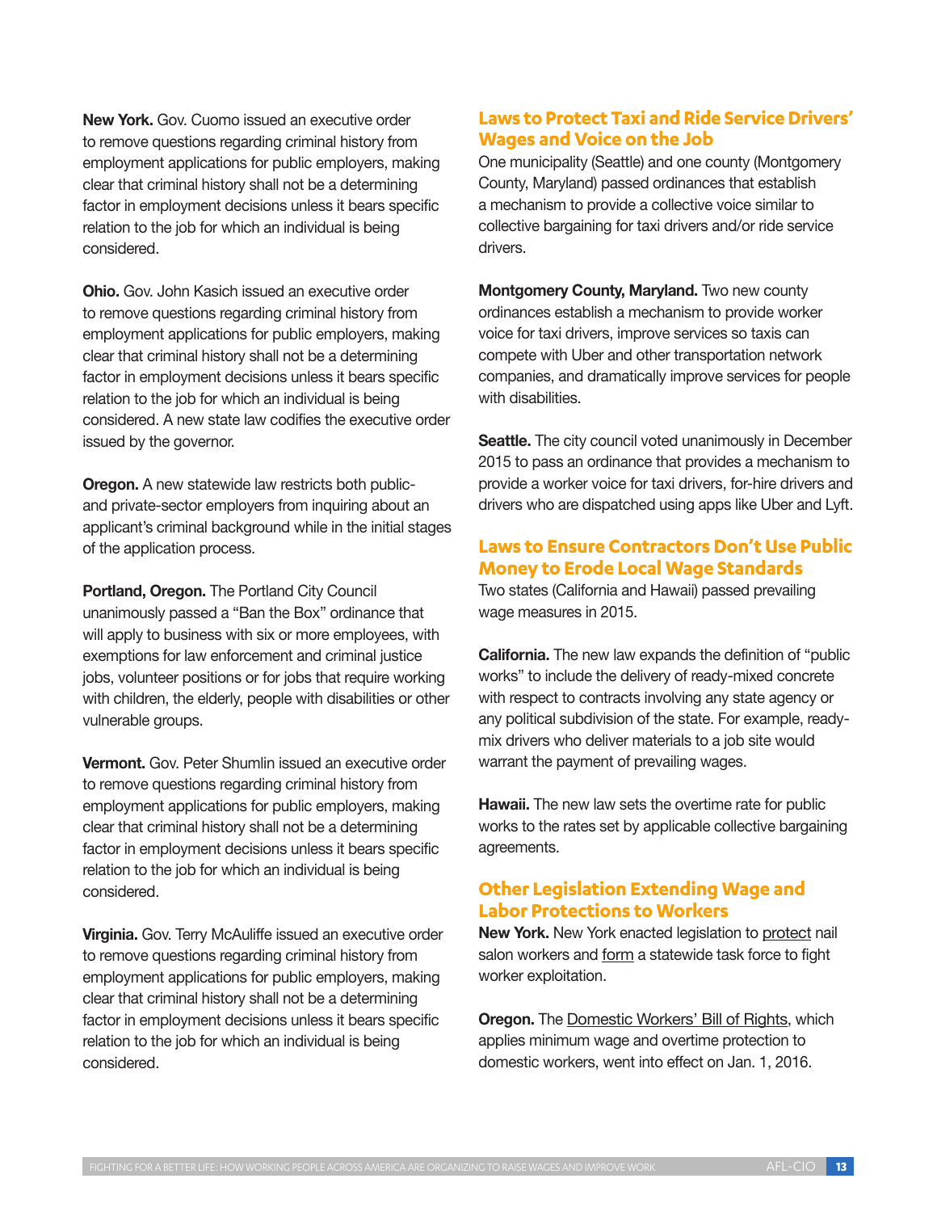**New York.** Gov. Cuomo issued an executive order to remove questions regarding criminal history from employment applications for public employers, making clear that criminal history shall not be a determining factor in employment decisions unless it bears specific relation to the job for which an individual is being considered.

**Ohio.** Gov. John Kasich issued an executive order to remove questions regarding criminal history from employment applications for public employers, making clear that criminal history shall not be a determining factor in employment decisions unless it bears specific relation to the job for which an individual is being considered. A new state law codifies the executive order issued by the governor.

**Oregon.** A new statewide law restricts both public- and private-sector employers from inquiring about an applicant's criminal background while in the initial stages of the application process.

**Portland, Oregon.** The Portland City Council unanimously passed a "Ban the Box" ordinance that will apply to business with six or more employees, with exemptions for law enforcement and criminal justice jobs, volunteer positions or for jobs that require working with children, the elderly, people with disabilities or other vulnerable groups.

**Vermont.** Gov. Peter Shumlin issued an executive order to remove questions regarding criminal history from employment applications for public employers, making clear that criminal history shall not be a determining factor in employment decisions unless it bears specific relation to the job for which an individual is being considered.

**Virginia.** Gov. Terry McAuliffe issued an executive order to remove questions regarding criminal history from employment applications for public employers, making clear that criminal history shall not be a determining factor in employment decisions unless it bears specific relation to the job for which an individual is being considered.

## Laws to Protect Taxi and Ride Service Drivers' Wages and Voice on the Job

One municipality (Seattle) and one county (Montgomery County, Maryland) passed ordinances that establish a mechanism to provide a collective voice similar to collective bargaining for taxi drivers and/or ride service drivers.

**Montgomery County, Maryland.** Two new county ordinances establish a mechanism to provide worker voice for taxi drivers, improve services so taxis can compete with Uber and other transportation network companies, and dramatically improve services for people with disabilities.

**Seattle.** The city council voted unanimously in December 2015 to pass an ordinance that provides a mechanism to provide a worker voice for taxi drivers, for-hire drivers and drivers who are dispatched using apps like Uber and Lyft.

## Laws to Ensure Contractors Don't Use Public Money to Erode Local Wage Standards

Two states (California and Hawaii) passed prevailing wage measures in 2015.

**California.** The new law expands the definition of "public works" to include the delivery of ready-mixed concrete with respect to contracts involving any state agency or any political subdivision of the state. For example, ready-mix drivers who deliver materials to a job site would warrant the payment of prevailing wages.

**Hawaii.** The new law sets the overtime rate for public works to the rates set by applicable collective bargaining agreements.

## Other Legislation Extending Wage and Labor Protections to Workers

**New York.** New York enacted legislation to protect nail salon workers and form a statewide task force to fight worker exploitation.

**Oregon.** The Domestic Workers' Bill of Rights, which applies minimum wage and overtime protection to domestic workers, went into effect on Jan. 1, 2016.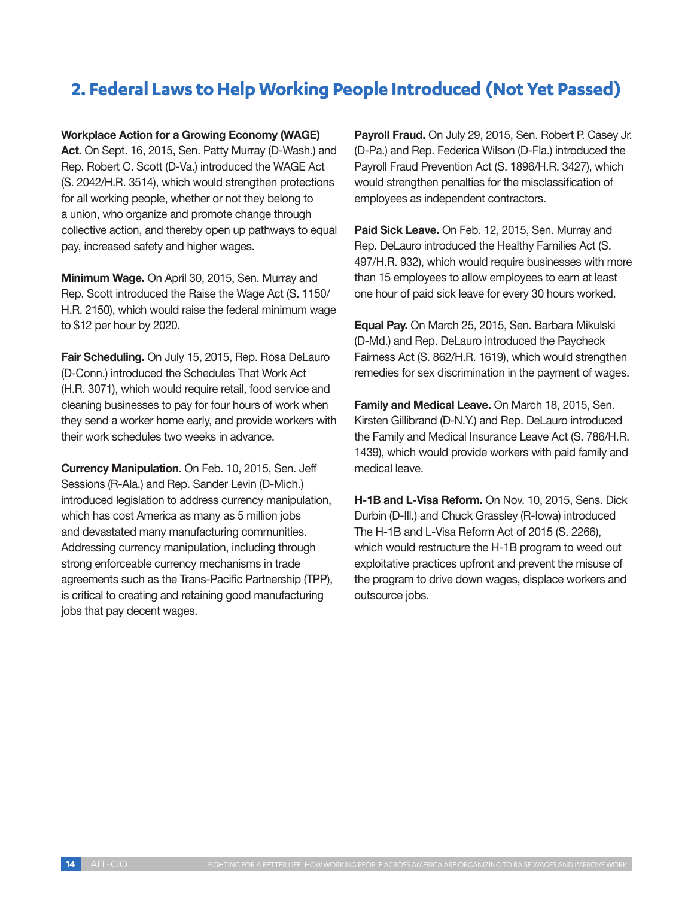## 2. Federal Laws to Help Working People Introduced (Not Yet Passed)

**Workplace Action for a Growing Economy (WAGE) Act.** On Sept. 16, 2015, Sen. Patty Murray (D-Wash.) and Rep. Robert C. Scott (D-Va.) introduced the WAGE Act (S. 2042/H.R. 3514), which would strengthen protections for all working people, whether or not they belong to a union, who organize and promote change through collective action, and thereby open up pathways to equal pay, increased safety and higher wages.

**Minimum Wage.** On April 30, 2015, Sen. Murray and Rep. Scott introduced the Raise the Wage Act (S. 1150/H.R. 2150), which would raise the federal minimum wage to $12 per hour by 2020.

**Fair Scheduling.** On July 15, 2015, Rep. Rosa DeLauro (D-Conn.) introduced the Schedules That Work Act (H.R. 3071), which would require retail, food service and cleaning businesses to pay for four hours of work when they send a worker home early, and provide workers with their work schedules two weeks in advance.

**Currency Manipulation.** On Feb. 10, 2015, Sen. Jeff Sessions (R-Ala.) and Rep. Sander Levin (D-Mich.) introduced legislation to address currency manipulation, which has cost America as many as 5 million jobs and devastated many manufacturing communities. Addressing currency manipulation, including through strong enforceable currency mechanisms in trade agreements such as the Trans-Pacific Partnership (TPP), is critical to creating and retaining good manufacturing jobs that pay decent wages.

**Payroll Fraud.** On July 29, 2015, Sen. Robert P. Casey Jr. (D-Pa.) and Rep. Federica Wilson (D-Fla.) introduced the Payroll Fraud Prevention Act (S. 1896/H.R. 3427), which would strengthen penalties for the misclassification of employees as independent contractors.

**Paid Sick Leave.** On Feb. 12, 2015, Sen. Murray and Rep. DeLauro introduced the Healthy Families Act (S. 497/H.R. 932), which would require businesses with more than 15 employees to allow employees to earn at least one hour of paid sick leave for every 30 hours worked.

**Equal Pay.** On March 25, 2015, Sen. Barbara Mikulski (D-Md.) and Rep. DeLauro introduced the Paycheck Fairness Act (S. 862/H.R. 1619), which would strengthen remedies for sex discrimination in the payment of wages.

**Family and Medical Leave.** On March 18, 2015, Sen. Kirsten Gillibrand (D-N.Y.) and Rep. DeLauro introduced the Family and Medical Insurance Leave Act (S. 786/H.R. 1439), which would provide workers with paid family and medical leave.

**H-1B and L-Visa Reform.** On Nov. 10, 2015, Sens. Dick Durbin (D-Ill.) and Chuck Grassley (R-Iowa) introduced The H-1B and L-Visa Reform Act of 2015 (S. 2266), which would restructure the H-1B program to weed out exploitative practices upfront and prevent the misuse of the program to drive down wages, displace workers and outsource jobs.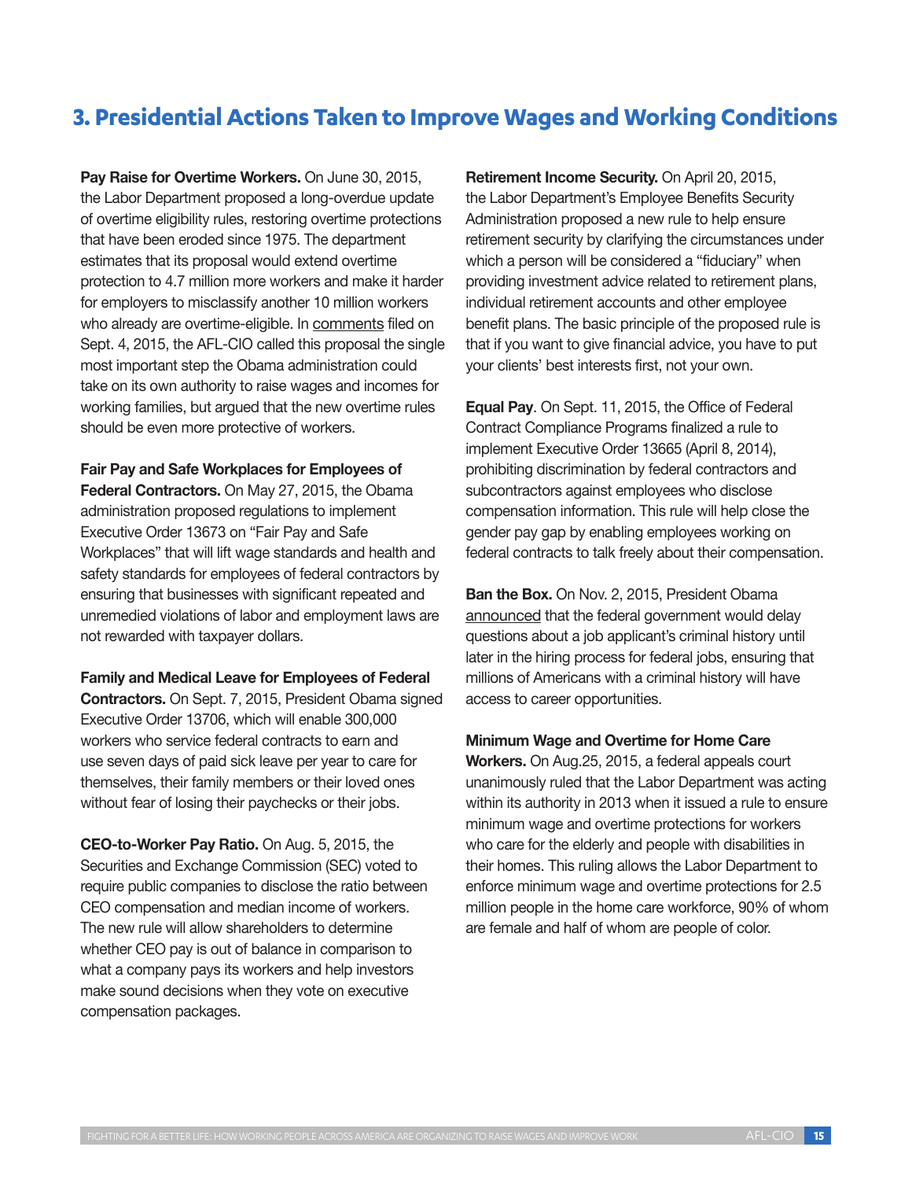## 3. Presidential Actions Taken to Improve Wages and Working Conditions

**Pay Raise for Overtime Workers.** On June 30, 2015, the Labor Department proposed a long-overdue update of overtime eligibility rules, restoring overtime protections that have been eroded since 1975. The department estimates that its proposal would extend overtime protection to 4.7 million more workers and make it harder for employers to misclassify another 10 million workers who already are overtime-eligible. In comments filed on Sept. 4, 2015, the AFL-CIO called this proposal the single most important step the Obama administration could take on its own authority to raise wages and incomes for working families, but argued that the new overtime rules should be even more protective of workers.

**Fair Pay and Safe Workplaces for Employees of Federal Contractors.** On May 27, 2015, the Obama administration proposed regulations to implement Executive Order 13673 on "Fair Pay and Safe Workplaces" that will lift wage standards and health and safety standards for employees of federal contractors by ensuring that businesses with significant repeated and unremedied violations of labor and employment laws are not rewarded with taxpayer dollars.

**Family and Medical Leave for Employees of Federal Contractors.** On Sept. 7, 2015, President Obama signed Executive Order 13706, which will enable 300,000 workers who service federal contracts to earn and use seven days of paid sick leave per year to care for themselves, their family members or their loved ones without fear of losing their paychecks or their jobs.

**CEO-to-Worker Pay Ratio.** On Aug. 5, 2015, the Securities and Exchange Commission (SEC) voted to require public companies to disclose the ratio between CEO compensation and median income of workers. The new rule will allow shareholders to determine whether CEO pay is out of balance in comparison to what a company pays its workers and help investors make sound decisions when they vote on executive compensation packages.

**Retirement Income Security.** On April 20, 2015, the Labor Department's Employee Benefits Security Administration proposed a new rule to help ensure retirement security by clarifying the circumstances under which a person will be considered a "fiduciary" when providing investment advice related to retirement plans, individual retirement accounts and other employee benefit plans. The basic principle of the proposed rule is that if you want to give financial advice, you have to put your clients' best interests first, not your own.

**Equal Pay**. On Sept. 11, 2015, the Office of Federal Contract Compliance Programs finalized a rule to implement Executive Order 13665 (April 8, 2014), prohibiting discrimination by federal contractors and subcontractors against employees who disclose compensation information. This rule will help close the gender pay gap by enabling employees working on federal contracts to talk freely about their compensation.

**Ban the Box.** On Nov. 2, 2015, President Obama announced that the federal government would delay questions about a job applicant's criminal history until later in the hiring process for federal jobs, ensuring that millions of Americans with a criminal history will have access to career opportunities.

**Minimum Wage and Overtime for Home Care Workers.** On Aug.25, 2015, a federal appeals court unanimously ruled that the Labor Department was acting within its authority in 2013 when it issued a rule to ensure minimum wage and overtime protections for workers who care for the elderly and people with disabilities in their homes. This ruling allows the Labor Department to enforce minimum wage and overtime protections for 2.5 million people in the home care workforce, 90% of whom are female and half of whom are people of color.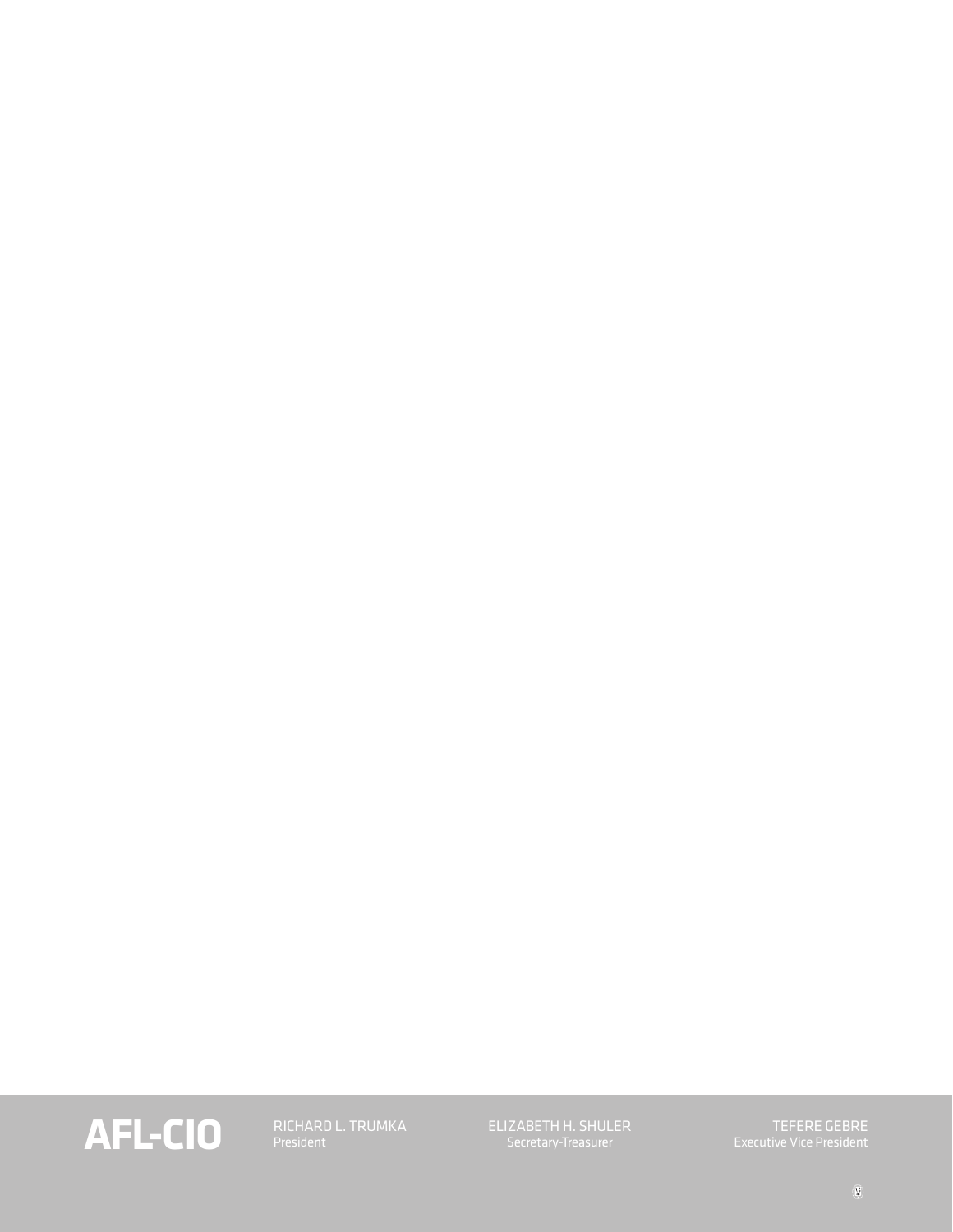**AFL-CIO**

RICHARD L. TRUMKA
President

ELIZABETH H. SHULER
Secretary-Treasurer

TEFERE GEBRE
Executive Vice President